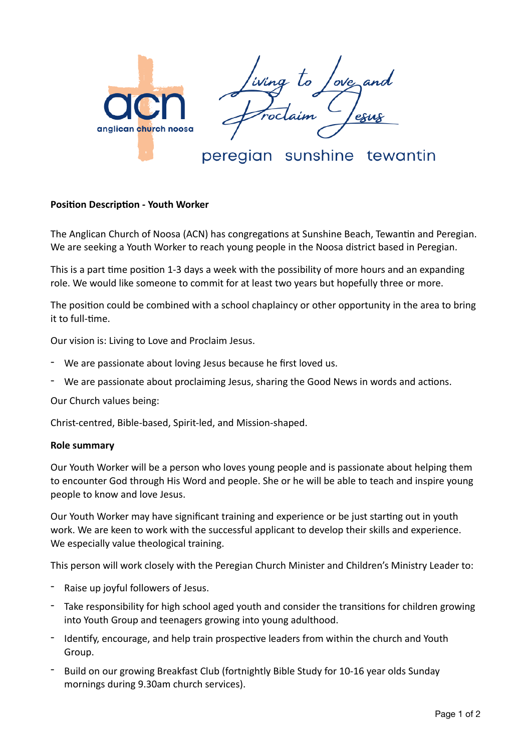anglican church noosa

Living to Love and Proclaim Jesus

peregian sunshine tewantin

**Position Description - Youth Worker**

The Anglican Church of Noosa (ACN) has congregations at Sunshine Beach, Tewantin and Peregian. We are seeking a Youth Worker to reach young people in the Noosa district based in Peregian.

This is a part time position 1-3 days a week with the possibility of more hours and an expanding role. We would like someone to commit for at least two years but hopefully three or more.

The position could be combined with a school chaplaincy or other opportunity in the area to bring it to full-time.

Our vision is: Living to Love and Proclaim Jesus.

- We are passionate about loving Jesus because he first loved us.
- We are passionate about proclaiming Jesus, sharing the Good News in words and actions.

Our Church values being:

Christ-centred, Bible-based, Spirit-led, and Mission-shaped.

**Role summary**

Our Youth Worker will be a person who loves young people and is passionate about helping them to encounter God through His Word and people. She or he will be able to teach and inspire young people to know and love Jesus.

Our Youth Worker may have significant training and experience or be just starting out in youth work. We are keen to work with the successful applicant to develop their skills and experience. We especially value theological training.

This person will work closely with the Peregian Church Minister and Children's Ministry Leader to:

- Raise up joyful followers of Jesus.
- Take responsibility for high school aged youth and consider the transitions for children growing into Youth Group and teenagers growing into young adulthood.
- Identify, encourage, and help train prospective leaders from within the church and Youth Group.
- Build on our growing Breakfast Club (fortnightly Bible Study for 10-16 year olds Sunday mornings during 9.30am church services).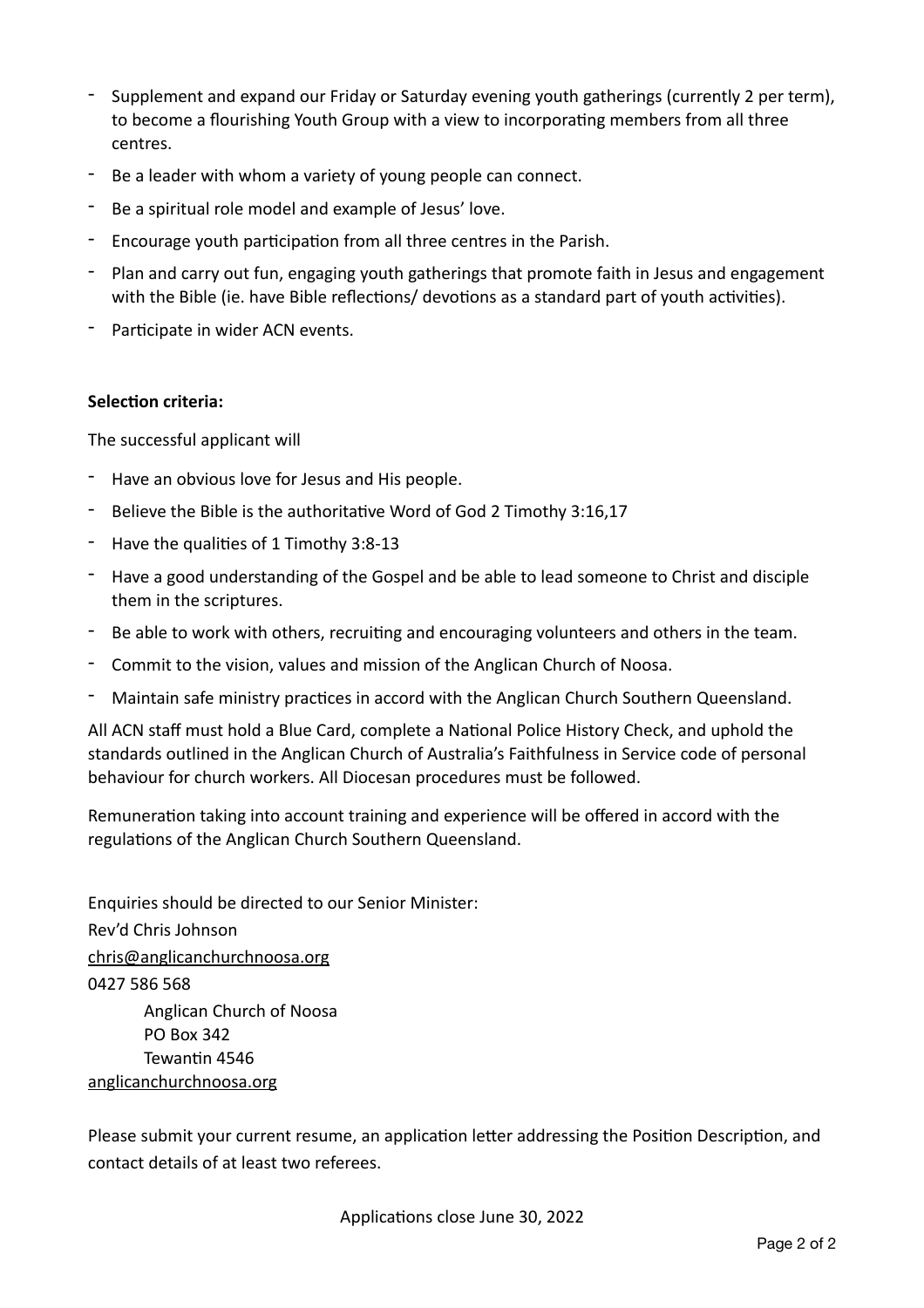- Supplement and expand our Friday or Saturday evening youth gatherings (currently 2 per term), to become a flourishing Youth Group with a view to incorporating members from all three centres.
- Be a leader with whom a variety of young people can connect.
- Be a spiritual role model and example of Jesus' love.
- Encourage youth participation from all three centres in the Parish.
- Plan and carry out fun, engaging youth gatherings that promote faith in Jesus and engagement with the Bible (ie. have Bible reflections/ devotions as a standard part of youth activities).
- Participate in wider ACN events.

**Selection criteria:**

The successful applicant will

- Have an obvious love for Jesus and His people.
- Believe the Bible is the authoritative Word of God 2 Timothy 3:16,17
- Have the qualities of 1 Timothy 3:8-13
- Have a good understanding of the Gospel and be able to lead someone to Christ and disciple them in the scriptures.
- Be able to work with others, recruiting and encouraging volunteers and others in the team.
- Commit to the vision, values and mission of the Anglican Church of Noosa.
- Maintain safe ministry practices in accord with the Anglican Church Southern Queensland.

All ACN staff must hold a Blue Card, complete a National Police History Check, and uphold the standards outlined in the Anglican Church of Australia's Faithfulness in Service code of personal behaviour for church workers. All Diocesan procedures must be followed.

Remuneration taking into account training and experience will be offered in accord with the regulations of the Anglican Church Southern Queensland.

Enquiries should be directed to our Senior Minister:

Rev'd Chris Johnson

chris@anglicanchurchnoosa.org

0427 586 568

Anglican Church of Noosa
PO Box 342
Tewantin 4546

anglicanchurchnoosa.org

Please submit your current resume, an application letter addressing the Position Description, and contact details of at least two referees.

Applications close June 30, 2022